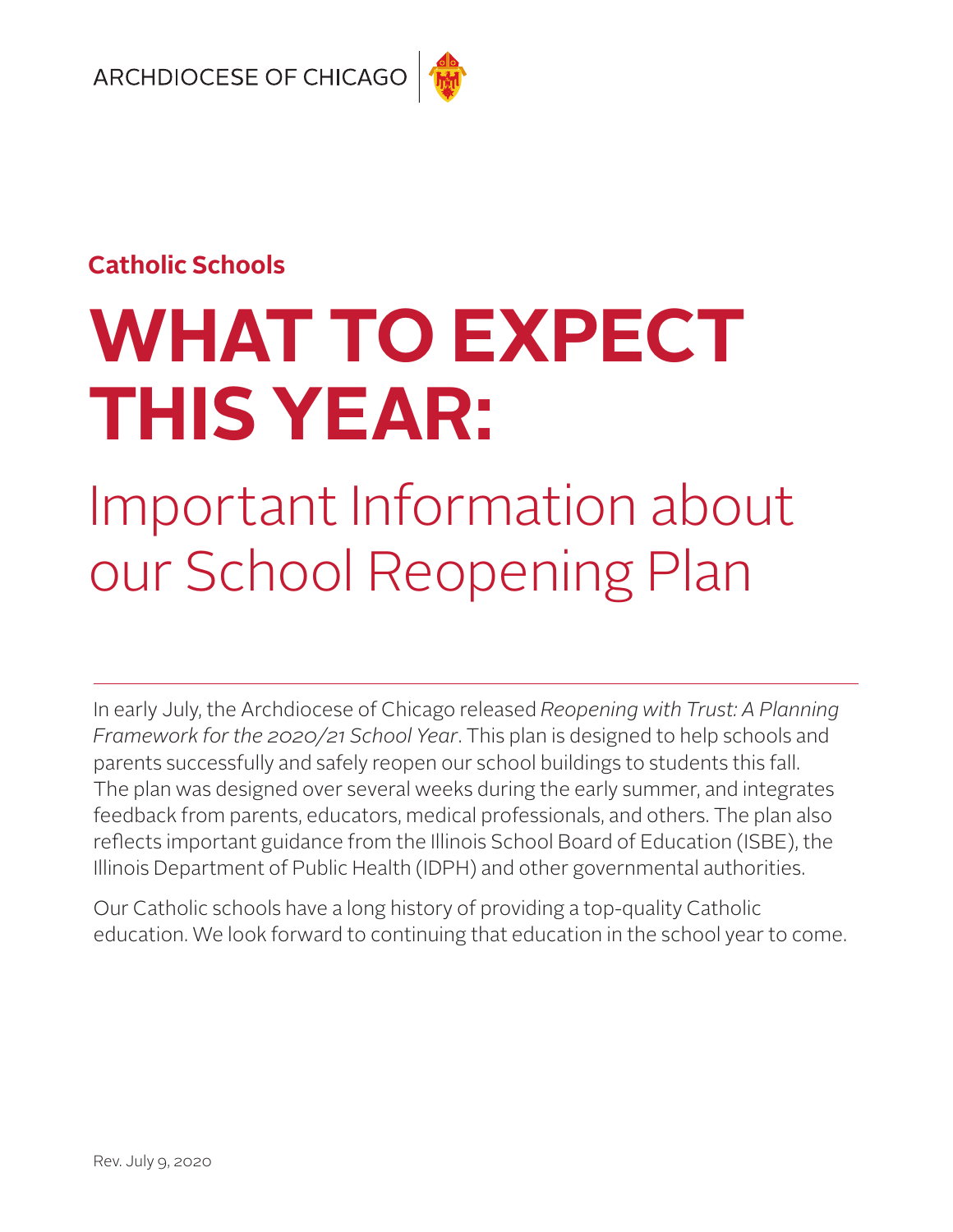ARCHDIOCESE OF CHICAGO

**Catholic Schools**

# WHAT TO EXPECT THIS YEAR:

## Important Information about our School Reopening Plan

In early July, the Archdiocese of Chicago released *Reopening with Trust: A Planning Framework for the 2020/21 School Year*. This plan is designed to help schools and parents successfully and safely reopen our school buildings to students this fall. The plan was designed over several weeks during the early summer, and integrates feedback from parents, educators, medical professionals, and others. The plan also reflects important guidance from the Illinois School Board of Education (ISBE), the Illinois Department of Public Health (IDPH) and other governmental authorities.

Our Catholic schools have a long history of providing a top-quality Catholic education. We look forward to continuing that education in the school year to come.

Rev. July 9, 2020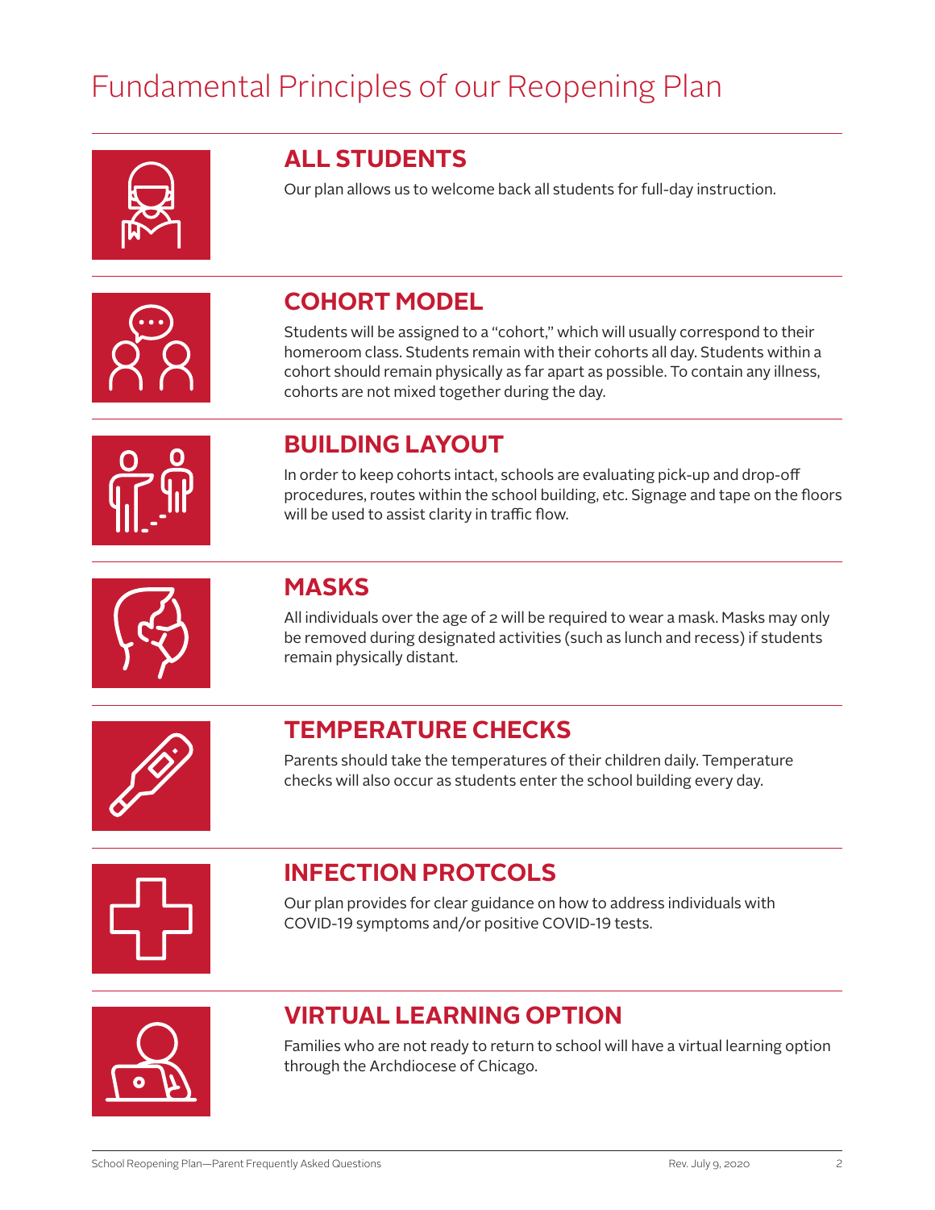# Fundamental Principles of our Reopening Plan

## ALL STUDENTS

Our plan allows us to welcome back all students for full-day instruction.

## COHORT MODEL

Students will be assigned to a "cohort," which will usually correspond to their homeroom class. Students remain with their cohorts all day. Students within a cohort should remain physically as far apart as possible. To contain any illness, cohorts are not mixed together during the day.

## BUILDING LAYOUT

In order to keep cohorts intact, schools are evaluating pick-up and drop-off procedures, routes within the school building, etc. Signage and tape on the floors will be used to assist clarity in traffic flow.

## MASKS

All individuals over the age of 2 will be required to wear a mask. Masks may only be removed during designated activities (such as lunch and recess) if students remain physically distant.

## TEMPERATURE CHECKS

Parents should take the temperatures of their children daily. Temperature checks will also occur as students enter the school building every day.

## INFECTION PROTCOLS

Our plan provides for clear guidance on how to address individuals with COVID-19 symptoms and/or positive COVID-19 tests.

## VIRTUAL LEARNING OPTION

Families who are not ready to return to school will have a virtual learning option through the Archdiocese of Chicago.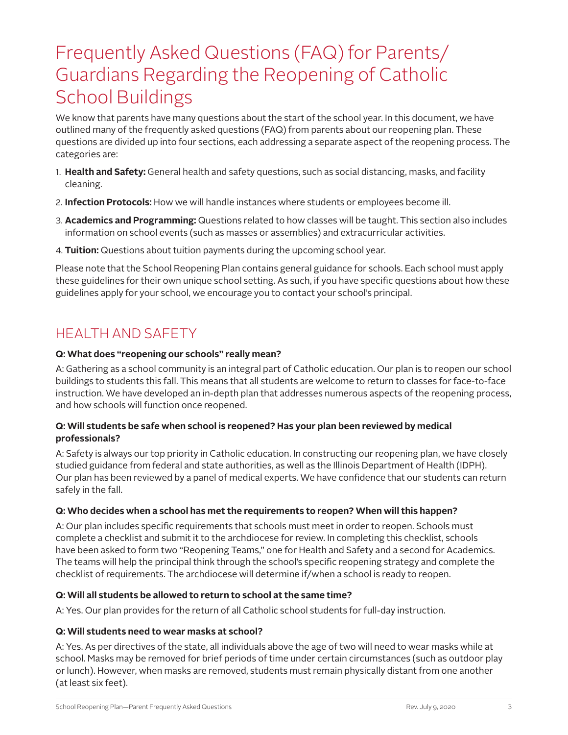# Frequently Asked Questions (FAQ) for Parents/ Guardians Regarding the Reopening of Catholic School Buildings

We know that parents have many questions about the start of the school year. In this document, we have outlined many of the frequently asked questions (FAQ) from parents about our reopening plan. These questions are divided up into four sections, each addressing a separate aspect of the reopening process. The categories are:

1. **Health and Safety:** General health and safety questions, such as social distancing, masks, and facility cleaning.
2. **Infection Protocols:** How we will handle instances where students or employees become ill.
3. **Academics and Programming:** Questions related to how classes will be taught. This section also includes information on school events (such as masses or assemblies) and extracurricular activities.
4. **Tuition:** Questions about tuition payments during the upcoming school year.

Please note that the School Reopening Plan contains general guidance for schools. Each school must apply these guidelines for their own unique school setting. As such, if you have specific questions about how these guidelines apply for your school, we encourage you to contact your school's principal.

## HEALTH AND SAFETY

**Q: What does "reopening our schools" really mean?**

A: Gathering as a school community is an integral part of Catholic education. Our plan is to reopen our school buildings to students this fall. This means that all students are welcome to return to classes for face-to-face instruction. We have developed an in-depth plan that addresses numerous aspects of the reopening process, and how schools will function once reopened.

**Q: Will students be safe when school is reopened? Has your plan been reviewed by medical professionals?**

A: Safety is always our top priority in Catholic education. In constructing our reopening plan, we have closely studied guidance from federal and state authorities, as well as the Illinois Department of Health (IDPH). Our plan has been reviewed by a panel of medical experts. We have confidence that our students can return safely in the fall.

**Q: Who decides when a school has met the requirements to reopen? When will this happen?**

A: Our plan includes specific requirements that schools must meet in order to reopen. Schools must complete a checklist and submit it to the archdiocese for review. In completing this checklist, schools have been asked to form two "Reopening Teams," one for Health and Safety and a second for Academics. The teams will help the principal think through the school's specific reopening strategy and complete the checklist of requirements. The archdiocese will determine if/when a school is ready to reopen.

**Q: Will all students be allowed to return to school at the same time?**

A: Yes. Our plan provides for the return of all Catholic school students for full-day instruction.

**Q: Will students need to wear masks at school?**

A: Yes. As per directives of the state, all individuals above the age of two will need to wear masks while at school. Masks may be removed for brief periods of time under certain circumstances (such as outdoor play or lunch). However, when masks are removed, students must remain physically distant from one another (at least six feet).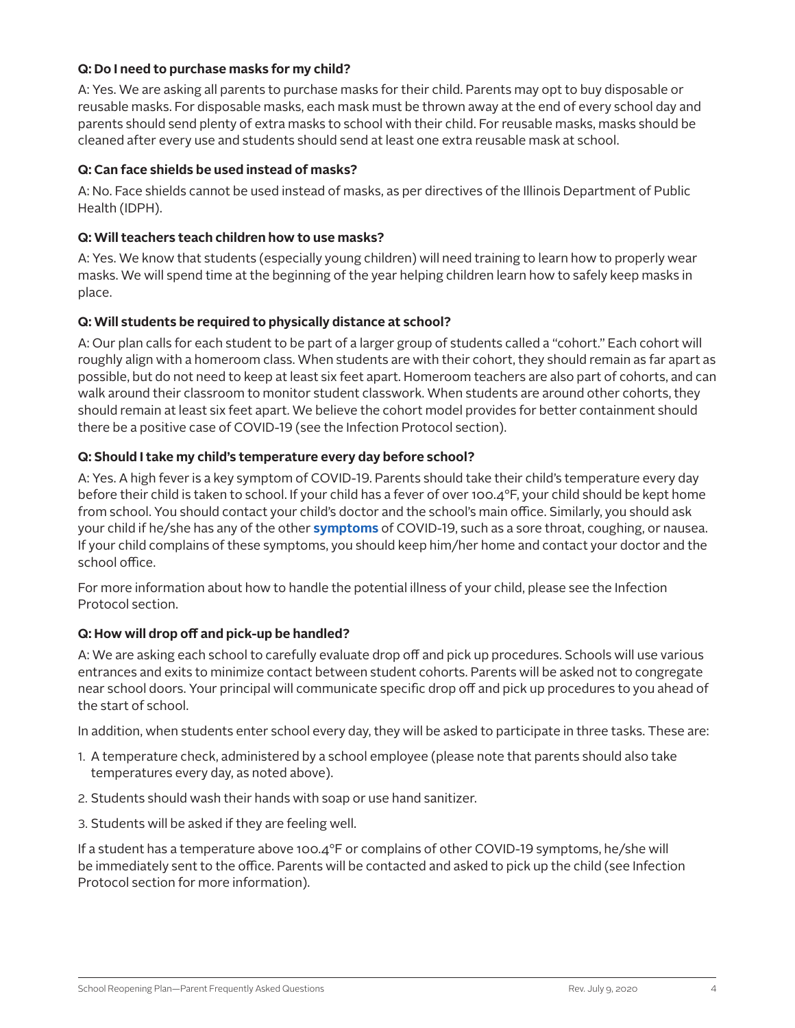**Q: Do I need to purchase masks for my child?**

A: Yes. We are asking all parents to purchase masks for their child. Parents may opt to buy disposable or reusable masks. For disposable masks, each mask must be thrown away at the end of every school day and parents should send plenty of extra masks to school with their child. For reusable masks, masks should be cleaned after every use and students should send at least one extra reusable mask at school.

**Q: Can face shields be used instead of masks?**

A: No. Face shields cannot be used instead of masks, as per directives of the Illinois Department of Public Health (IDPH).

**Q: Will teachers teach children how to use masks?**

A: Yes. We know that students (especially young children) will need training to learn how to properly wear masks. We will spend time at the beginning of the year helping children learn how to safely keep masks in place.

**Q: Will students be required to physically distance at school?**

A: Our plan calls for each student to be part of a larger group of students called a "cohort." Each cohort will roughly align with a homeroom class. When students are with their cohort, they should remain as far apart as possible, but do not need to keep at least six feet apart. Homeroom teachers are also part of cohorts, and can walk around their classroom to monitor student classwork. When students are around other cohorts, they should remain at least six feet apart. We believe the cohort model provides for better containment should there be a positive case of COVID-19 (see the Infection Protocol section).

**Q: Should I take my child's temperature every day before school?**

A: Yes. A high fever is a key symptom of COVID-19. Parents should take their child's temperature every day before their child is taken to school. If your child has a fever of over 100.4°F, your child should be kept home from school. You should contact your child's doctor and the school's main office. Similarly, you should ask your child if he/she has any of the other **symptoms** of COVID-19, such as a sore throat, coughing, or nausea. If your child complains of these symptoms, you should keep him/her home and contact your doctor and the school office.

For more information about how to handle the potential illness of your child, please see the Infection Protocol section.

**Q: How will drop off and pick-up be handled?**

A: We are asking each school to carefully evaluate drop off and pick up procedures. Schools will use various entrances and exits to minimize contact between student cohorts. Parents will be asked not to congregate near school doors. Your principal will communicate specific drop off and pick up procedures to you ahead of the start of school.

In addition, when students enter school every day, they will be asked to participate in three tasks. These are:

1. A temperature check, administered by a school employee (please note that parents should also take temperatures every day, as noted above).
2. Students should wash their hands with soap or use hand sanitizer.
3. Students will be asked if they are feeling well.

If a student has a temperature above 100.4°F or complains of other COVID-19 symptoms, he/she will be immediately sent to the office. Parents will be contacted and asked to pick up the child (see Infection Protocol section for more information).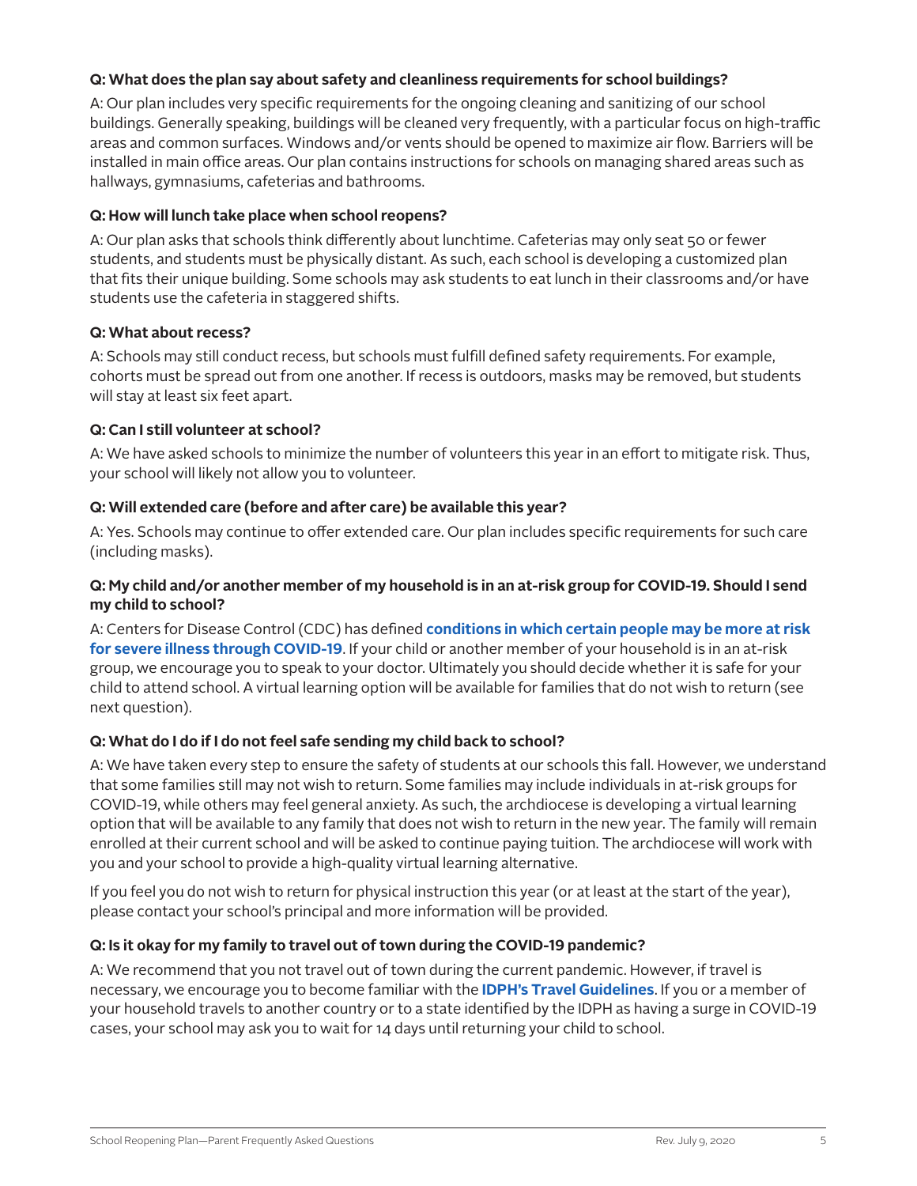**Q: What does the plan say about safety and cleanliness requirements for school buildings?**

A: Our plan includes very specific requirements for the ongoing cleaning and sanitizing of our school buildings. Generally speaking, buildings will be cleaned very frequently, with a particular focus on high-traffic areas and common surfaces. Windows and/or vents should be opened to maximize air flow. Barriers will be installed in main office areas. Our plan contains instructions for schools on managing shared areas such as hallways, gymnasiums, cafeterias and bathrooms.

**Q: How will lunch take place when school reopens?**

A: Our plan asks that schools think differently about lunchtime. Cafeterias may only seat 50 or fewer students, and students must be physically distant. As such, each school is developing a customized plan that fits their unique building. Some schools may ask students to eat lunch in their classrooms and/or have students use the cafeteria in staggered shifts.

**Q: What about recess?**

A: Schools may still conduct recess, but schools must fulfill defined safety requirements. For example, cohorts must be spread out from one another. If recess is outdoors, masks may be removed, but students will stay at least six feet apart.

**Q: Can I still volunteer at school?**

A: We have asked schools to minimize the number of volunteers this year in an effort to mitigate risk. Thus, your school will likely not allow you to volunteer.

**Q: Will extended care (before and after care) be available this year?**

A: Yes. Schools may continue to offer extended care. Our plan includes specific requirements for such care (including masks).

**Q: My child and/or another member of my household is in an at-risk group for COVID-19. Should I send my child to school?**

A: Centers for Disease Control (CDC) has defined **conditions in which certain people may be more at risk for severe illness through COVID-19**. If your child or another member of your household is in an at-risk group, we encourage you to speak to your doctor. Ultimately you should decide whether it is safe for your child to attend school. A virtual learning option will be available for families that do not wish to return (see next question).

**Q: What do I do if I do not feel safe sending my child back to school?**

A: We have taken every step to ensure the safety of students at our schools this fall. However, we understand that some families still may not wish to return. Some families may include individuals in at-risk groups for COVID-19, while others may feel general anxiety. As such, the archdiocese is developing a virtual learning option that will be available to any family that does not wish to return in the new year. The family will remain enrolled at their current school and will be asked to continue paying tuition. The archdiocese will work with you and your school to provide a high-quality virtual learning alternative.

If you feel you do not wish to return for physical instruction this year (or at least at the start of the year), please contact your school's principal and more information will be provided.

**Q: Is it okay for my family to travel out of town during the COVID-19 pandemic?**

A: We recommend that you not travel out of town during the current pandemic. However, if travel is necessary, we encourage you to become familiar with the **IDPH's Travel Guidelines**. If you or a member of your household travels to another country or to a state identified by the IDPH as having a surge in COVID-19 cases, your school may ask you to wait for 14 days until returning your child to school.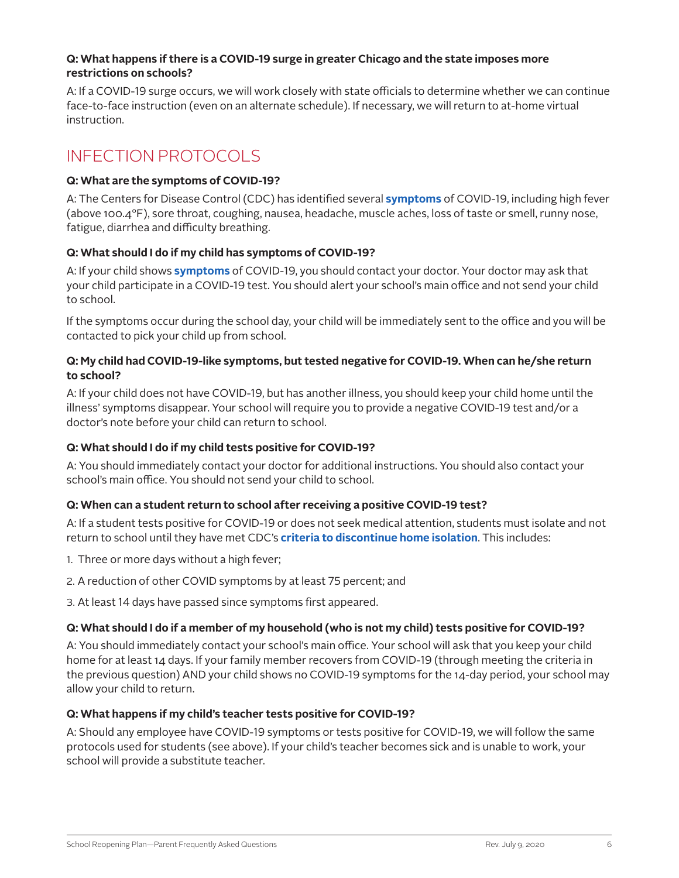**Q: What happens if there is a COVID-19 surge in greater Chicago and the state imposes more restrictions on schools?**

A: If a COVID-19 surge occurs, we will work closely with state officials to determine whether we can continue face-to-face instruction (even on an alternate schedule). If necessary, we will return to at-home virtual instruction.

## INFECTION PROTOCOLS

**Q: What are the symptoms of COVID-19?**

A: The Centers for Disease Control (CDC) has identified several **symptoms** of COVID-19, including high fever (above 100.4°F), sore throat, coughing, nausea, headache, muscle aches, loss of taste or smell, runny nose, fatigue, diarrhea and difficulty breathing.

**Q: What should I do if my child has symptoms of COVID-19?**

A: If your child shows **symptoms** of COVID-19, you should contact your doctor. Your doctor may ask that your child participate in a COVID-19 test. You should alert your school's main office and not send your child to school.

If the symptoms occur during the school day, your child will be immediately sent to the office and you will be contacted to pick your child up from school.

**Q: My child had COVID-19-like symptoms, but tested negative for COVID-19. When can he/she return to school?**

A: If your child does not have COVID-19, but has another illness, you should keep your child home until the illness' symptoms disappear. Your school will require you to provide a negative COVID-19 test and/or a doctor's note before your child can return to school.

**Q: What should I do if my child tests positive for COVID-19?**

A: You should immediately contact your doctor for additional instructions. You should also contact your school's main office. You should not send your child to school.

**Q: When can a student return to school after receiving a positive COVID-19 test?**

A: If a student tests positive for COVID-19 or does not seek medical attention, students must isolate and not return to school until they have met CDC's **criteria to discontinue home isolation**. This includes:

1. Three or more days without a high fever;
2. A reduction of other COVID symptoms by at least 75 percent; and
3. At least 14 days have passed since symptoms first appeared.

**Q: What should I do if a member of my household (who is not my child) tests positive for COVID-19?**

A: You should immediately contact your school's main office. Your school will ask that you keep your child home for at least 14 days. If your family member recovers from COVID-19 (through meeting the criteria in the previous question) AND your child shows no COVID-19 symptoms for the 14-day period, your school may allow your child to return.

**Q: What happens if my child's teacher tests positive for COVID-19?**

A: Should any employee have COVID-19 symptoms or tests positive for COVID-19, we will follow the same protocols used for students (see above). If your child's teacher becomes sick and is unable to work, your school will provide a substitute teacher.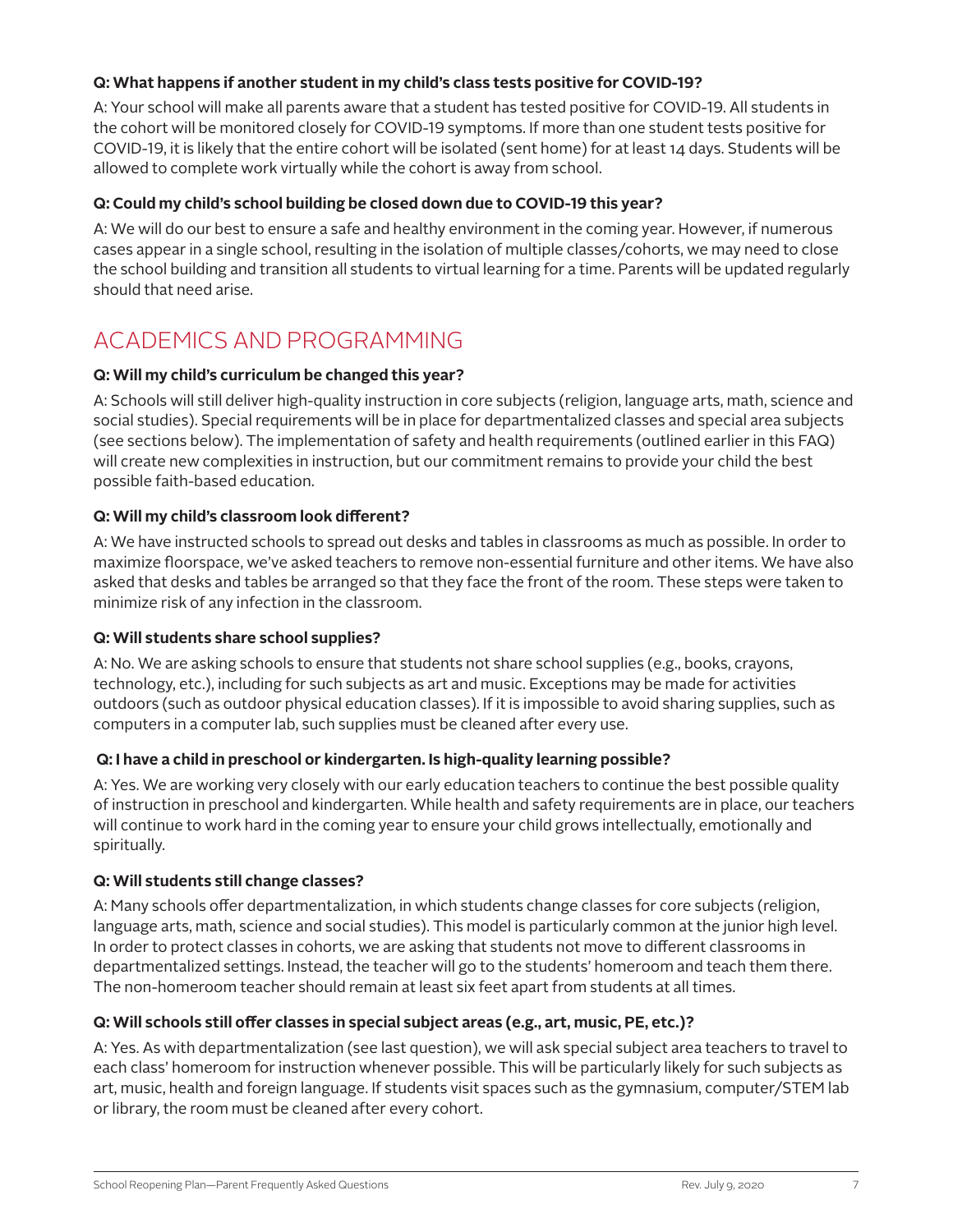**Q: What happens if another student in my child's class tests positive for COVID-19?**

A: Your school will make all parents aware that a student has tested positive for COVID-19. All students in the cohort will be monitored closely for COVID-19 symptoms. If more than one student tests positive for COVID-19, it is likely that the entire cohort will be isolated (sent home) for at least 14 days. Students will be allowed to complete work virtually while the cohort is away from school.

**Q: Could my child's school building be closed down due to COVID-19 this year?**

A: We will do our best to ensure a safe and healthy environment in the coming year. However, if numerous cases appear in a single school, resulting in the isolation of multiple classes/cohorts, we may need to close the school building and transition all students to virtual learning for a time. Parents will be updated regularly should that need arise.

## ACADEMICS AND PROGRAMMING

**Q: Will my child's curriculum be changed this year?**

A: Schools will still deliver high-quality instruction in core subjects (religion, language arts, math, science and social studies). Special requirements will be in place for departmentalized classes and special area subjects (see sections below). The implementation of safety and health requirements (outlined earlier in this FAQ) will create new complexities in instruction, but our commitment remains to provide your child the best possible faith-based education.

**Q: Will my child's classroom look different?**

A: We have instructed schools to spread out desks and tables in classrooms as much as possible. In order to maximize floorspace, we've asked teachers to remove non-essential furniture and other items. We have also asked that desks and tables be arranged so that they face the front of the room. These steps were taken to minimize risk of any infection in the classroom.

**Q: Will students share school supplies?**

A: No. We are asking schools to ensure that students not share school supplies (e.g., books, crayons, technology, etc.), including for such subjects as art and music. Exceptions may be made for activities outdoors (such as outdoor physical education classes). If it is impossible to avoid sharing supplies, such as computers in a computer lab, such supplies must be cleaned after every use.

**Q: I have a child in preschool or kindergarten. Is high-quality learning possible?**

A: Yes. We are working very closely with our early education teachers to continue the best possible quality of instruction in preschool and kindergarten. While health and safety requirements are in place, our teachers will continue to work hard in the coming year to ensure your child grows intellectually, emotionally and spiritually.

**Q: Will students still change classes?**

A: Many schools offer departmentalization, in which students change classes for core subjects (religion, language arts, math, science and social studies). This model is particularly common at the junior high level. In order to protect classes in cohorts, we are asking that students not move to different classrooms in departmentalized settings. Instead, the teacher will go to the students' homeroom and teach them there. The non-homeroom teacher should remain at least six feet apart from students at all times.

**Q: Will schools still offer classes in special subject areas (e.g., art, music, PE, etc.)?**

A: Yes. As with departmentalization (see last question), we will ask special subject area teachers to travel to each class' homeroom for instruction whenever possible. This will be particularly likely for such subjects as art, music, health and foreign language. If students visit spaces such as the gymnasium, computer/STEM lab or library, the room must be cleaned after every cohort.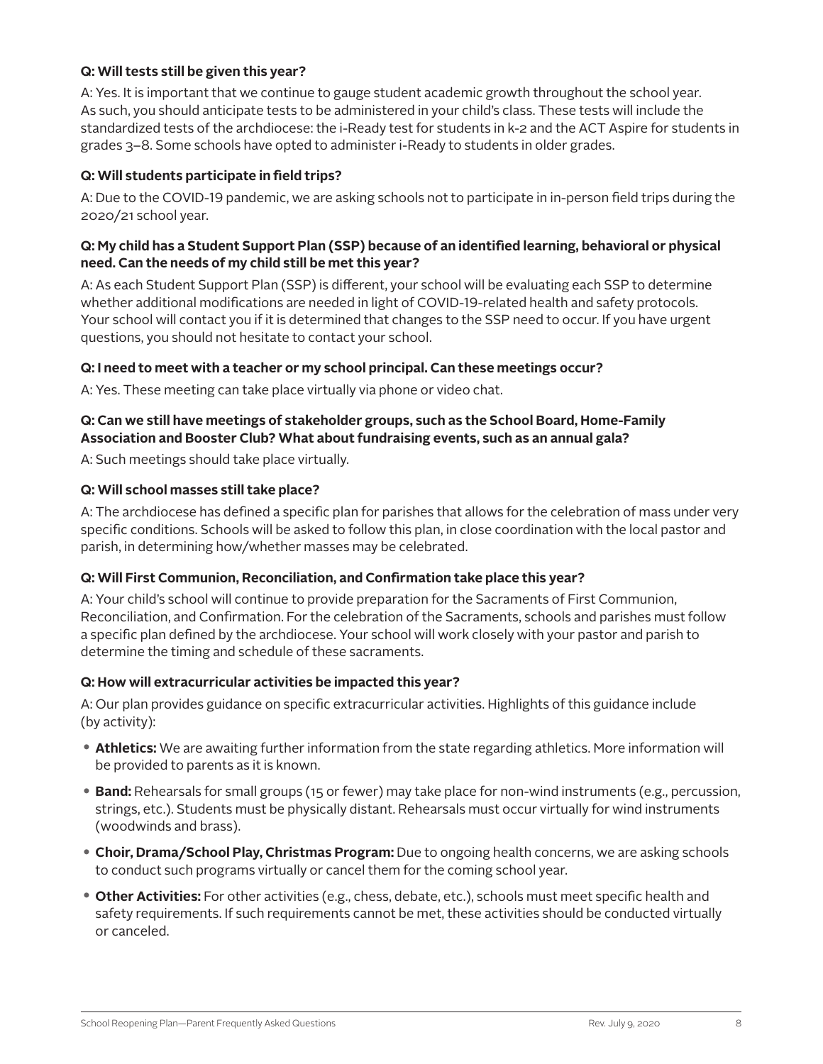**Q: Will tests still be given this year?**

A: Yes. It is important that we continue to gauge student academic growth throughout the school year. As such, you should anticipate tests to be administered in your child's class. These tests will include the standardized tests of the archdiocese: the i-Ready test for students in k-2 and the ACT Aspire for students in grades 3–8. Some schools have opted to administer i-Ready to students in older grades.

**Q: Will students participate in field trips?**

A: Due to the COVID-19 pandemic, we are asking schools not to participate in in-person field trips during the 2020/21 school year.

**Q: My child has a Student Support Plan (SSP) because of an identified learning, behavioral or physical need. Can the needs of my child still be met this year?**

A: As each Student Support Plan (SSP) is different, your school will be evaluating each SSP to determine whether additional modifications are needed in light of COVID-19-related health and safety protocols. Your school will contact you if it is determined that changes to the SSP need to occur. If you have urgent questions, you should not hesitate to contact your school.

**Q: I need to meet with a teacher or my school principal. Can these meetings occur?**

A: Yes. These meeting can take place virtually via phone or video chat.

**Q: Can we still have meetings of stakeholder groups, such as the School Board, Home-Family Association and Booster Club? What about fundraising events, such as an annual gala?**

A: Such meetings should take place virtually.

**Q: Will school masses still take place?**

A: The archdiocese has defined a specific plan for parishes that allows for the celebration of mass under very specific conditions. Schools will be asked to follow this plan, in close coordination with the local pastor and parish, in determining how/whether masses may be celebrated.

**Q: Will First Communion, Reconciliation, and Confirmation take place this year?**

A: Your child's school will continue to provide preparation for the Sacraments of First Communion, Reconciliation, and Confirmation. For the celebration of the Sacraments, schools and parishes must follow a specific plan defined by the archdiocese. Your school will work closely with your pastor and parish to determine the timing and schedule of these sacraments.

**Q: How will extracurricular activities be impacted this year?**

A: Our plan provides guidance on specific extracurricular activities. Highlights of this guidance include (by activity):

- **Athletics:** We are awaiting further information from the state regarding athletics. More information will be provided to parents as it is known.
- **Band:** Rehearsals for small groups (15 or fewer) may take place for non-wind instruments (e.g., percussion, strings, etc.). Students must be physically distant. Rehearsals must occur virtually for wind instruments (woodwinds and brass).
- **Choir, Drama/School Play, Christmas Program:** Due to ongoing health concerns, we are asking schools to conduct such programs virtually or cancel them for the coming school year.
- **Other Activities:** For other activities (e.g., chess, debate, etc.), schools must meet specific health and safety requirements. If such requirements cannot be met, these activities should be conducted virtually or canceled.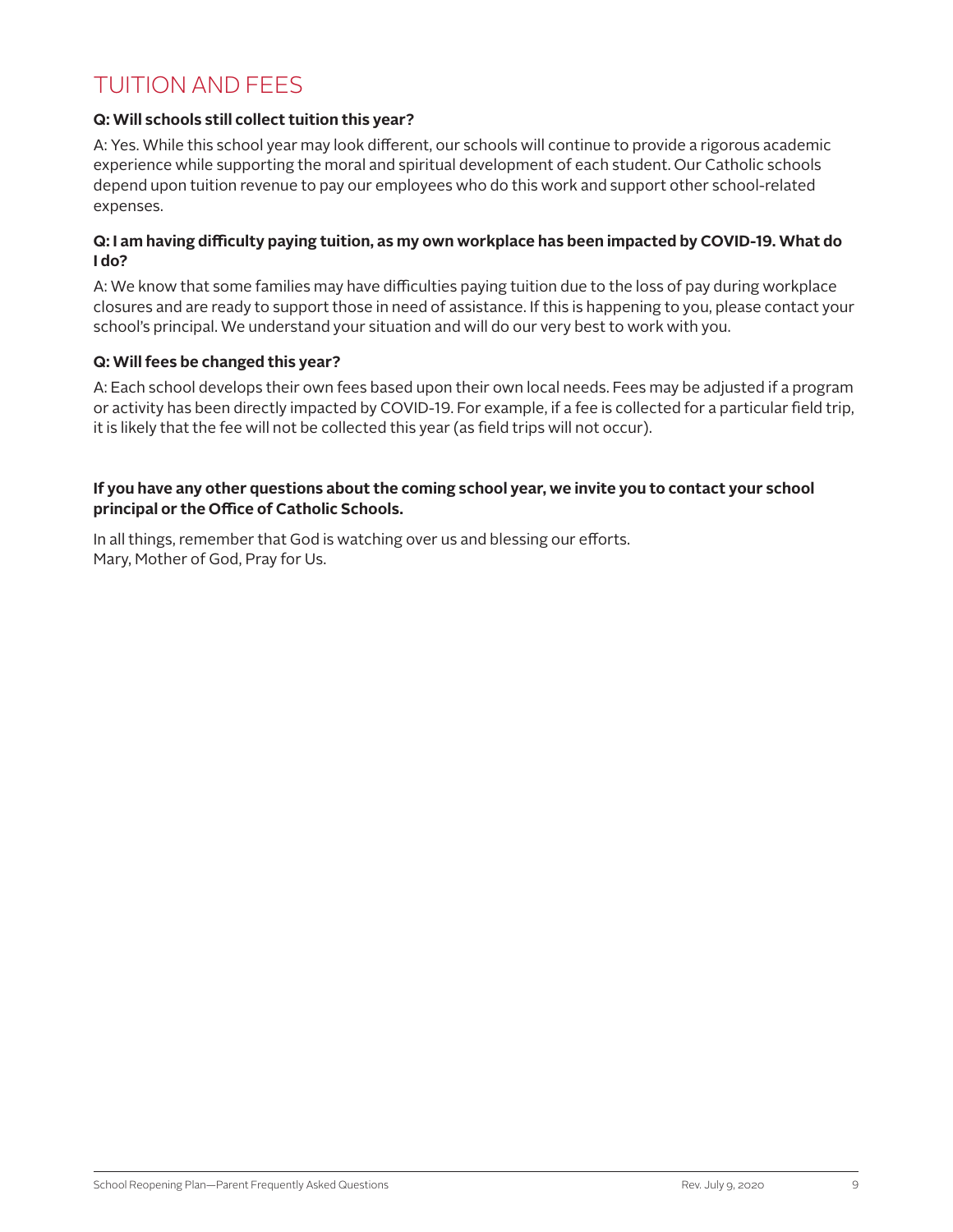# TUITION AND FEES

**Q: Will schools still collect tuition this year?**

A: Yes. While this school year may look different, our schools will continue to provide a rigorous academic experience while supporting the moral and spiritual development of each student. Our Catholic schools depend upon tuition revenue to pay our employees who do this work and support other school-related expenses.

**Q: I am having difficulty paying tuition, as my own workplace has been impacted by COVID-19. What do I do?**

A: We know that some families may have difficulties paying tuition due to the loss of pay during workplace closures and are ready to support those in need of assistance. If this is happening to you, please contact your school's principal. We understand your situation and will do our very best to work with you.

**Q: Will fees be changed this year?**

A: Each school develops their own fees based upon their own local needs. Fees may be adjusted if a program or activity has been directly impacted by COVID-19. For example, if a fee is collected for a particular field trip, it is likely that the fee will not be collected this year (as field trips will not occur).

**If you have any other questions about the coming school year, we invite you to contact your school principal or the Office of Catholic Schools.**

In all things, remember that God is watching over us and blessing our efforts.
Mary, Mother of God, Pray for Us.